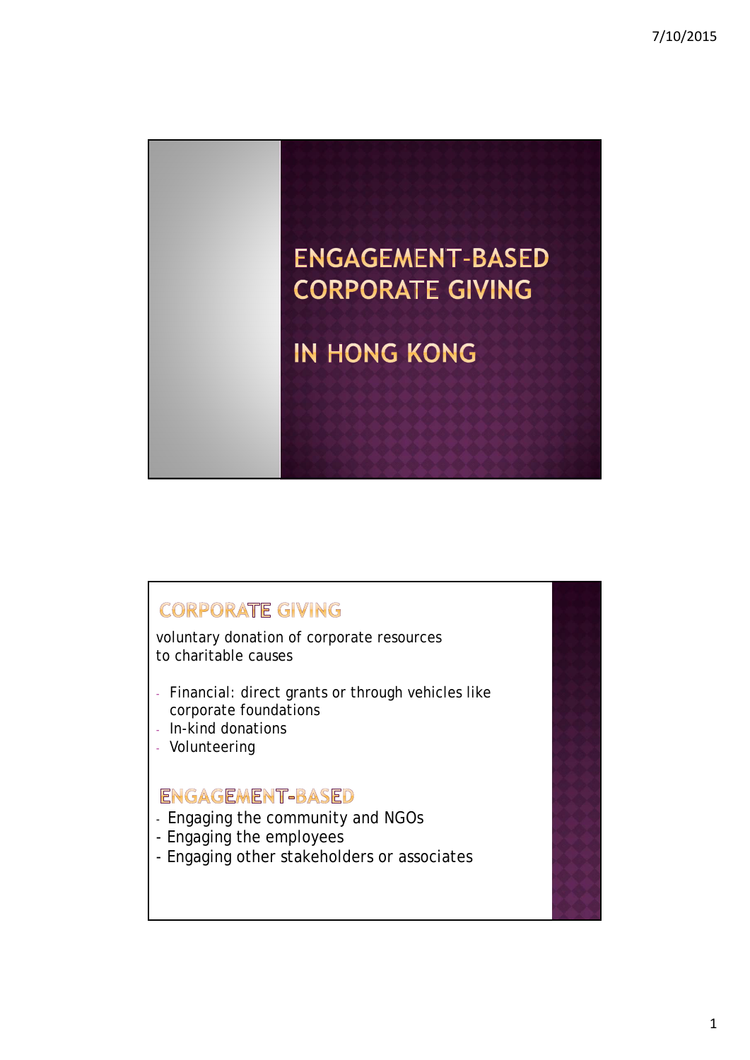# ENGAGEMENT-BASED CORPORATE GIVING

# IN HONG KONG

## CORPORATE GIVING

voluntary donation of corporate resources to charitable causes

- Financial: direct grants or through vehicles like corporate foundations
- In-kind donations
- Volunteering

## ENGAGEMENT-BASED

- Engaging the community and NGOs
- Engaging the employees
- Engaging other stakeholders or associates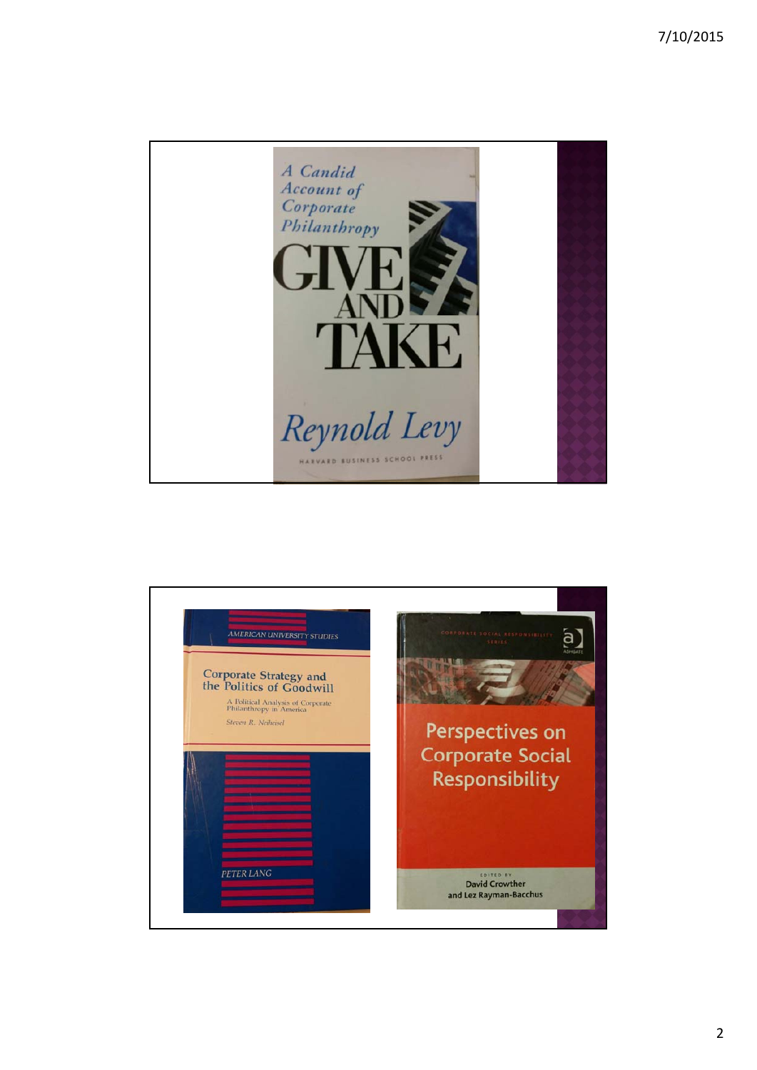A Candid Account of Corporate Philanthropy

GIVE AND TAKE

Reynold Levy

HARVARD BUSINESS SCHOOL PRESS

AMERICAN UNIVERSITY STUDIES

Corporate Strategy and the Politics of Goodwill

A Political Analysis of Corporate Philanthropy in America

Steven R. Neiheisel

PETER LANG

CORPORATE SOCIAL RESPONSIBILITY SERIES

ASHGATE

Perspectives on Corporate Social Responsibility

EDITED BY David Crowther and Lez Rayman-Bacchus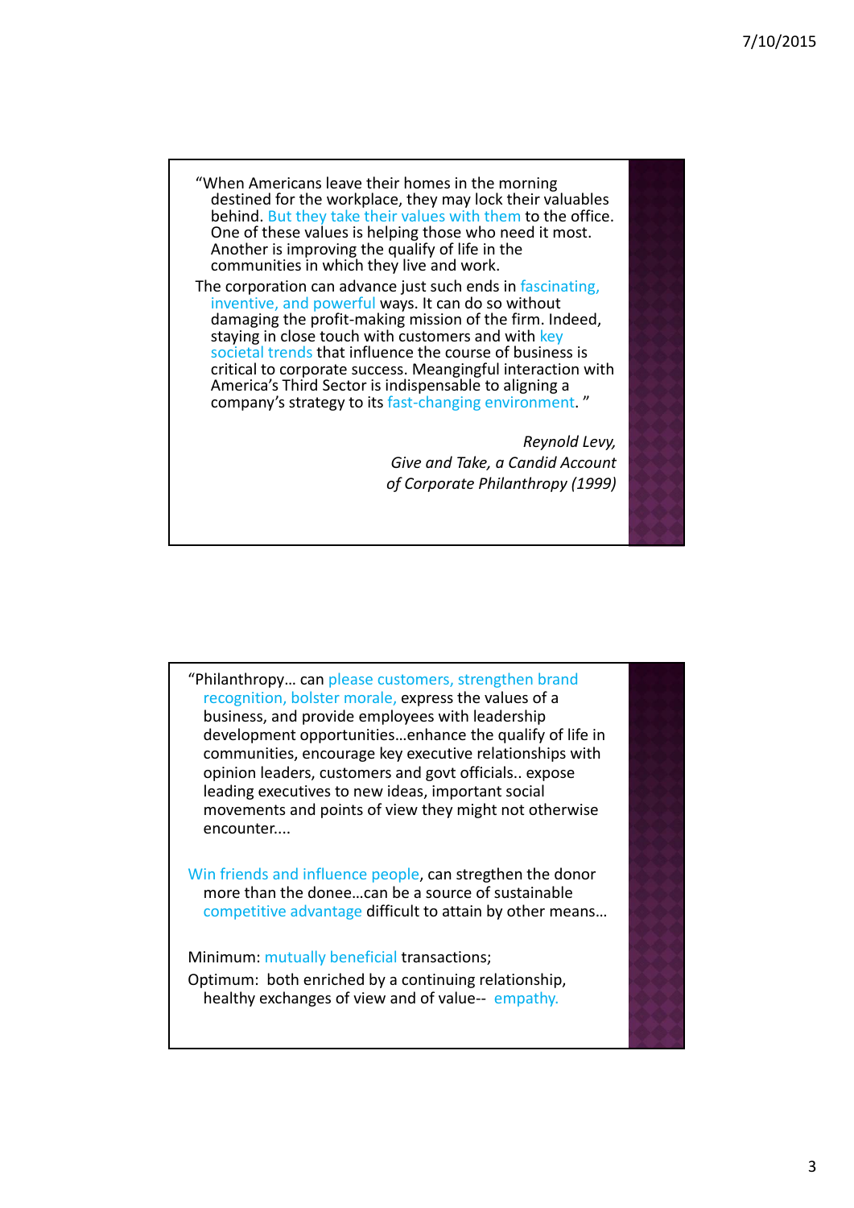"When Americans leave their homes in the morning destined for the workplace, they may lock their valuables behind. But they take their values with them to the office. One of these values is helping those who need it most. Another is improving the qualify of life in the communities in which they live and work.

The corporation can advance just such ends in fascinating, inventive, and powerful ways. It can do so without damaging the profit-making mission of the firm. Indeed, staying in close touch with customers and with key societal trends that influence the course of business is critical to corporate success. Meanginguful interaction with America's Third Sector is indispensable to aligning a company's strategy to its fast-changing environment. "

*Reynold Levy,*
*Give and Take, a Candid Account of Corporate Philanthropy (1999)*

---

"Philanthropy… can please customers, strengthen brand recognition, bolster morale, express the values of a business, and provide employees with leadership development opportunities…enhance the qualify of life in communities, encourage key executive relationships with opinion leaders, customers and govt officials.. expose leading executives to new ideas, important social movements and points of view they might not otherwise encounter....

Win friends and influence people, can stregthen the donor more than the donee…can be a source of sustainable competitive advantage difficult to attain by other means…

Minimum: mutually beneficial transactions;

Optimum: both enriched by a continuing relationship, healthy exchanges of view and of value-- empathy.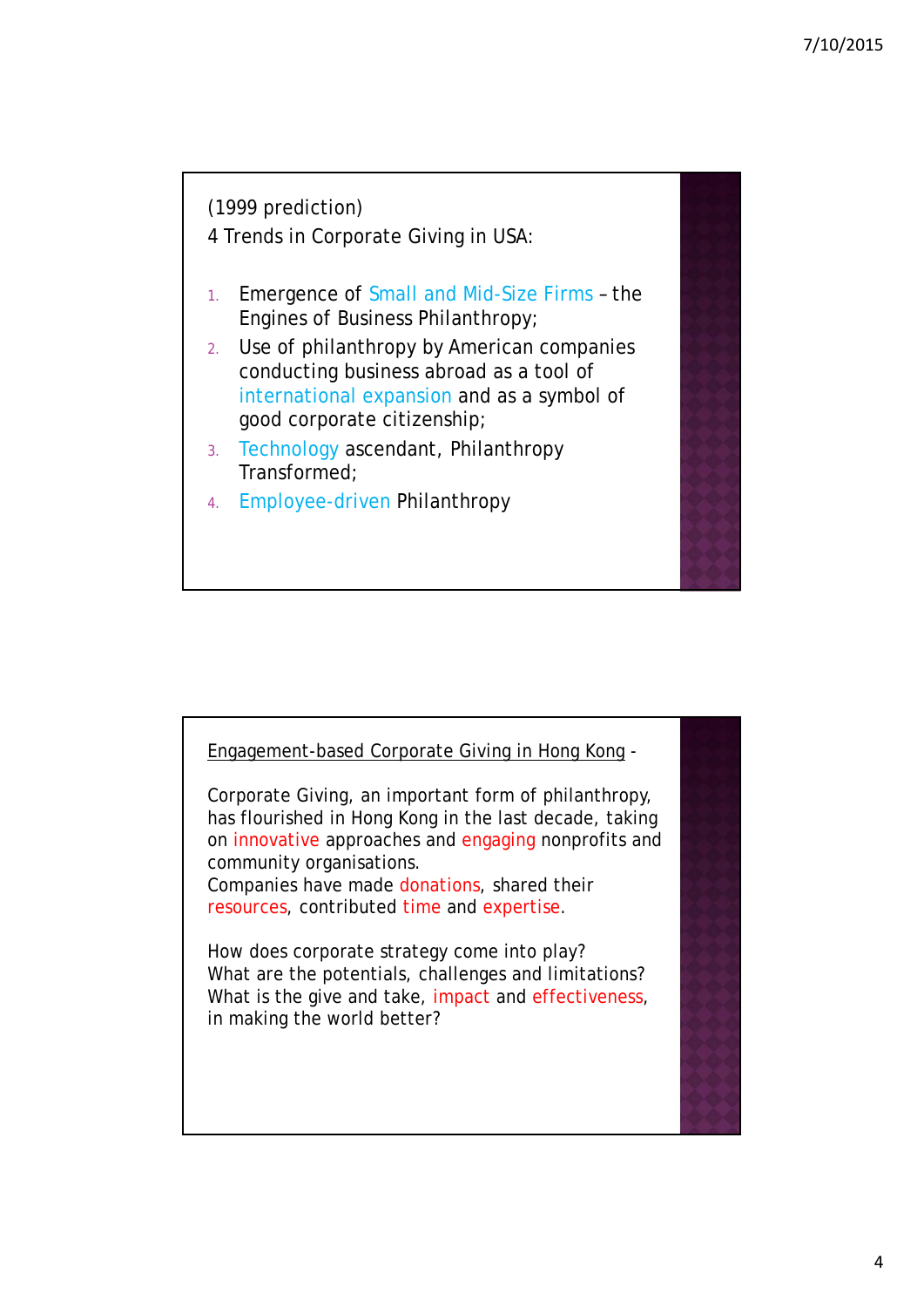(1999 prediction)

4 Trends in Corporate Giving in USA:

1. Emergence of Small and Mid-Size Firms – the Engines of Business Philanthropy;
2. Use of philanthropy by American companies conducting business abroad as a tool of international expansion and as a symbol of good corporate citizenship;
3. Technology ascendant, Philanthropy Transformed;
4. Employee-driven Philanthropy

Engagement-based Corporate Giving in Hong Kong -

Corporate Giving, an important form of philanthropy, has flourished in Hong Kong in the last decade, taking on innovative approaches and engaging nonprofits and community organisations.
Companies have made donations, shared their resources, contributed time and expertise.

How does corporate strategy come into play?
What are the potentials, challenges and limitations?
What is the give and take, impact and effectiveness, in making the world better?